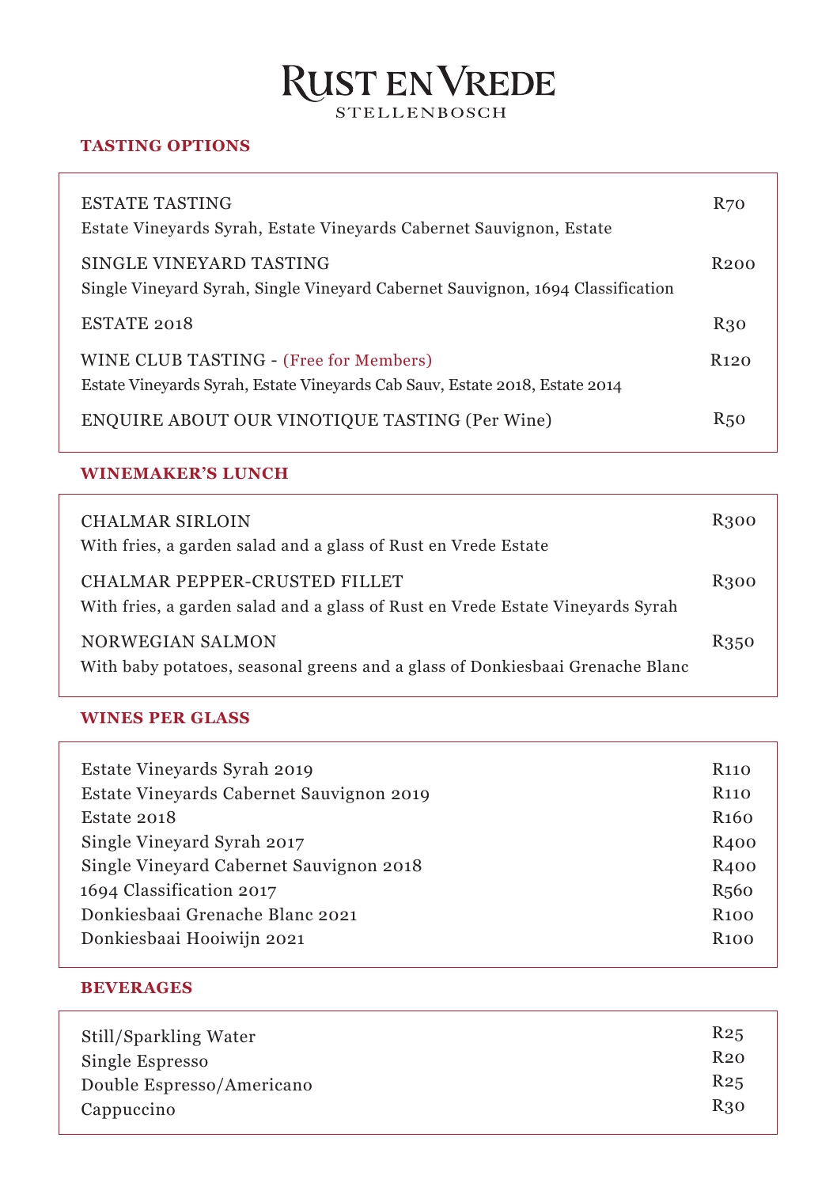# RUST EN VREDE
STELLENBOSCH

## TASTING OPTIONS

| | |
|---|---|
| ESTATE TASTING<br>Estate Vineyards Syrah, Estate Vineyards Cabernet Sauvignon, Estate | R70 |
| SINGLE VINEYARD TASTING<br>Single Vineyard Syrah, Single Vineyard Cabernet Sauvignon, 1694 Classification | R200 |
| ESTATE 2018 | R30 |
| WINE CLUB TASTING - (Free for Members)<br>Estate Vineyards Syrah, Estate Vineyards Cab Sauv, Estate 2018, Estate 2014 | R120 |
| ENQUIRE ABOUT OUR VINOTIQUE TASTING (Per Wine) | R50 |

## WINEMAKER'S LUNCH

| | |
|---|---|
| CHALMAR SIRLOIN<br>With fries, a garden salad and a glass of Rust en Vrede Estate | R300 |
| CHALMAR PEPPER-CRUSTED FILLET<br>With fries, a garden salad and a glass of Rust en Vrede Estate Vineyards Syrah | R300 |
| NORWEGIAN SALMON<br>With baby potatoes, seasonal greens and a glass of Donkiesbaai Grenache Blanc | R350 |

## WINES PER GLASS

| | |
|---|---|
| Estate Vineyards Syrah 2019 | R110 |
| Estate Vineyards Cabernet Sauvignon 2019 | R110 |
| Estate 2018 | R160 |
| Single Vineyard Syrah 2017 | R400 |
| Single Vineyard Cabernet Sauvignon 2018 | R400 |
| 1694 Classification 2017 | R560 |
| Donkiesbaai Grenache Blanc 2021 | R100 |
| Donkiesbaai Hooiwijn 2021 | R100 |

## BEVERAGES

| | |
|---|---|
| Still/Sparkling Water | R25 |
| Single Espresso | R20 |
| Double Espresso/Americano | R25 |
| Cappuccino | R30 |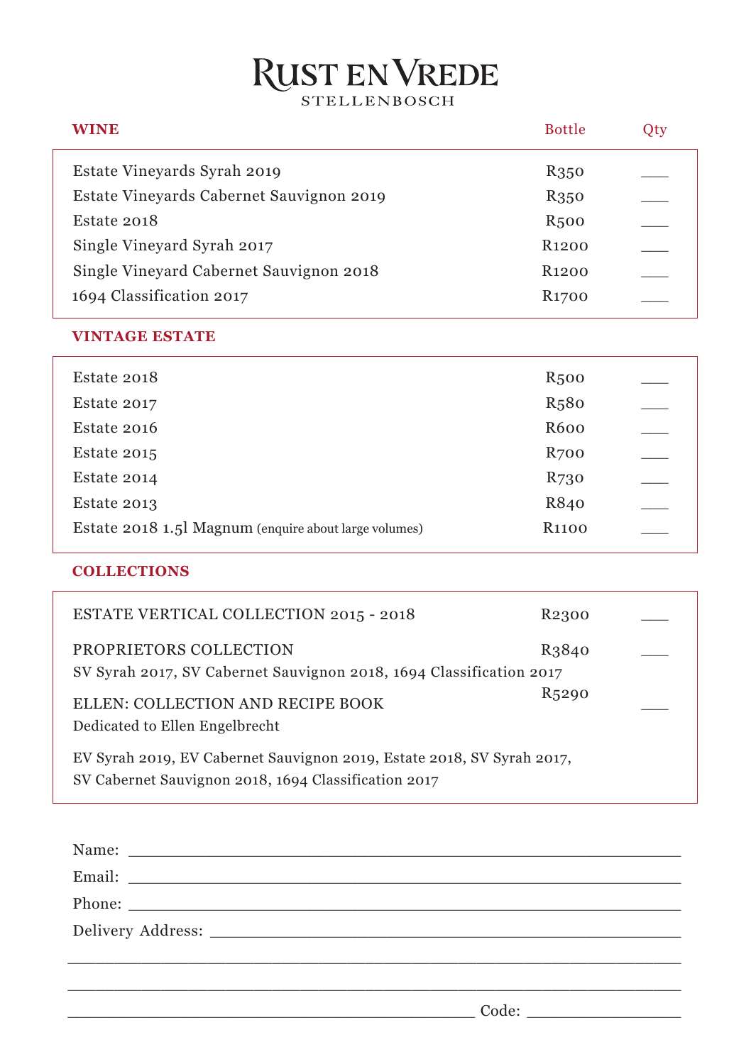# RUST EN VREDE

STELLENBOSCH

| WINE | Bottle | Qty |
|---|---|---|
| Estate Vineyards Syrah 2019 | R350 | ____ |
| Estate Vineyards Cabernet Sauvignon 2019 | R350 | ____ |
| Estate 2018 | R500 | ____ |
| Single Vineyard Syrah 2017 | R1200 | ____ |
| Single Vineyard Cabernet Sauvignon 2018 | R1200 | ____ |
| 1694 Classification 2017 | R1700 | ____ |

## VINTAGE ESTATE

| | | |
|---|---|---|
| Estate 2018 | R500 | ____ |
| Estate 2017 | R580 | ____ |
| Estate 2016 | R600 | ____ |
| Estate 2015 | R700 | ____ |
| Estate 2014 | R730 | ____ |
| Estate 2013 | R840 | ____ |
| Estate 2018 1.5l Magnum (enquire about large volumes) | R1100 | ____ |

## COLLECTIONS

| | | |
|---|---|---|
| ESTATE VERTICAL COLLECTION 2015 - 2018 | R2300 | ____ |
| PROPRIETORS COLLECTION<br>SV Syrah 2017, SV Cabernet Sauvignon 2018, 1694 Classification 2017 | R3840 | ____ |
| ELLEN: COLLECTION AND RECIPE BOOK<br>Dedicated to Ellen Engelbrecht<br>EV Syrah 2019, EV Cabernet Sauvignon 2019, Estate 2018, SV Syrah 2017, SV Cabernet Sauvignon 2018, 1694 Classification 2017 | R5290 | ____ |

Name: ____________________________________________

Email: ____________________________________________

Phone: ____________________________________________

Delivery Address: ____________________________________________

____________________________________________

____________________________________________

____________________________________________ Code: ______________